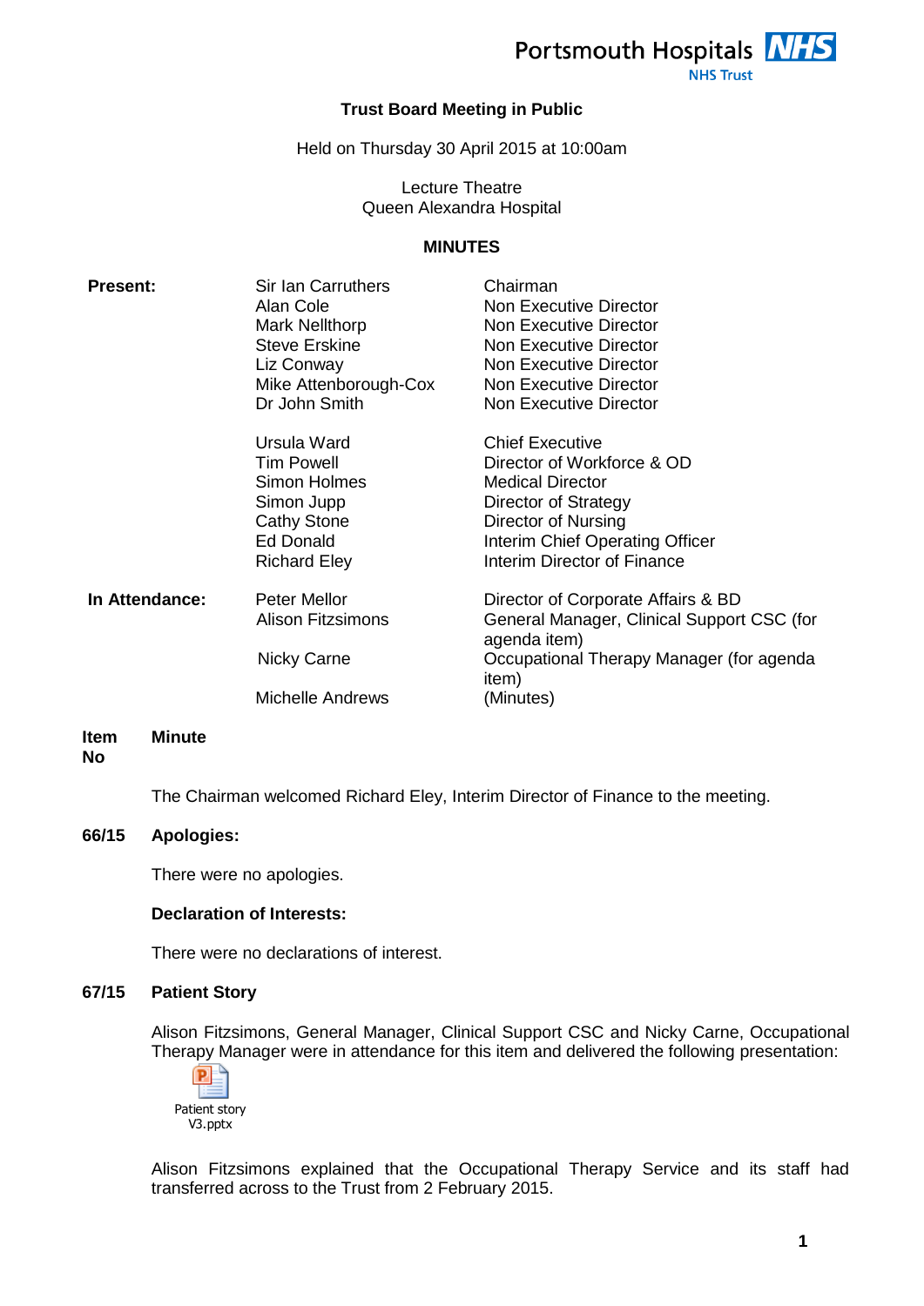Portsmouth Hospitals NHS Trust

# Trust Board Meeting in Public

Held on Thursday 30 April 2015 at 10:00am

Lecture Theatre
Queen Alexandra Hospital

## MINUTES

| | | |
|---|---|---|
| **Present:** | Sir Ian Carruthers | Chairman |
| | Alan Cole | Non Executive Director |
| | Mark Nellthorp | Non Executive Director |
| | Steve Erskine | Non Executive Director |
| | Liz Conway | Non Executive Director |
| | Mike Attenborough-Cox | Non Executive Director |
| | Dr John Smith | Non Executive Director |
| | Ursula Ward | Chief Executive |
| | Tim Powell | Director of Workforce & OD |
| | Simon Holmes | Medical Director |
| | Simon Jupp | Director of Strategy |
| | Cathy Stone | Director of Nursing |
| | Ed Donald | Interim Chief Operating Officer |
| | Richard Eley | Interim Director of Finance |
| **In Attendance:** | Peter Mellor | Director of Corporate Affairs & BD |
| | Alison Fitzsimons | General Manager, Clinical Support CSC (for agenda item) |
| | Nicky Carne | Occupational Therapy Manager (for agenda item) |
| | Michelle Andrews | (Minutes) |

**Item No** | **Minute**

The Chairman welcomed Richard Eley, Interim Director of Finance to the meeting.

**66/15 Apologies:**

There were no apologies.

**Declaration of Interests:**

There were no declarations of interest.

**67/15 Patient Story**

Alison Fitzsimons, General Manager, Clinical Support CSC and Nicky Carne, Occupational Therapy Manager were in attendance for this item and delivered the following presentation:

Patient story V3.pptx

Alison Fitzsimons explained that the Occupational Therapy Service and its staff had transferred across to the Trust from 2 February 2015.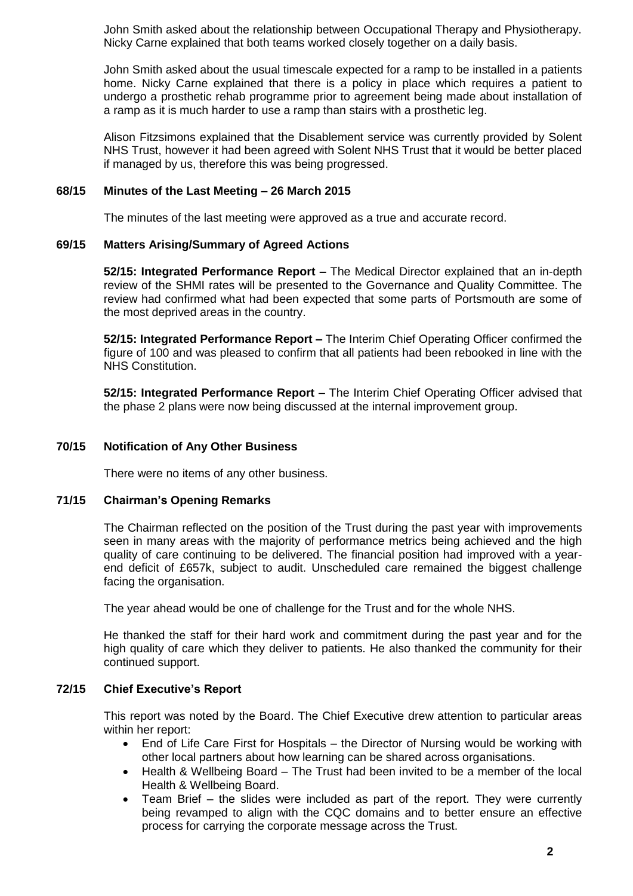John Smith asked about the relationship between Occupational Therapy and Physiotherapy. Nicky Carne explained that both teams worked closely together on a daily basis.

John Smith asked about the usual timescale expected for a ramp to be installed in a patients home. Nicky Carne explained that there is a policy in place which requires a patient to undergo a prosthetic rehab programme prior to agreement being made about installation of a ramp as it is much harder to use a ramp than stairs with a prosthetic leg.

Alison Fitzsimons explained that the Disablement service was currently provided by Solent NHS Trust, however it had been agreed with Solent NHS Trust that it would be better placed if managed by us, therefore this was being progressed.

### 68/15 Minutes of the Last Meeting – 26 March 2015

The minutes of the last meeting were approved as a true and accurate record.

### 69/15 Matters Arising/Summary of Agreed Actions

**52/15: Integrated Performance Report –** The Medical Director explained that an in-depth review of the SHMI rates will be presented to the Governance and Quality Committee. The review had confirmed what had been expected that some parts of Portsmouth are some of the most deprived areas in the country.

**52/15: Integrated Performance Report –** The Interim Chief Operating Officer confirmed the figure of 100 and was pleased to confirm that all patients had been rebooked in line with the NHS Constitution.

**52/15: Integrated Performance Report –** The Interim Chief Operating Officer advised that the phase 2 plans were now being discussed at the internal improvement group.

### 70/15 Notification of Any Other Business

There were no items of any other business.

### 71/15 Chairman's Opening Remarks

The Chairman reflected on the position of the Trust during the past year with improvements seen in many areas with the majority of performance metrics being achieved and the high quality of care continuing to be delivered. The financial position had improved with a year-end deficit of £657k, subject to audit. Unscheduled care remained the biggest challenge facing the organisation.

The year ahead would be one of challenge for the Trust and for the whole NHS.

He thanked the staff for their hard work and commitment during the past year and for the high quality of care which they deliver to patients. He also thanked the community for their continued support.

### 72/15 Chief Executive's Report

This report was noted by the Board. The Chief Executive drew attention to particular areas within her report:

- End of Life Care First for Hospitals – the Director of Nursing would be working with other local partners about how learning can be shared across organisations.
- Health & Wellbeing Board – The Trust had been invited to be a member of the local Health & Wellbeing Board.
- Team Brief – the slides were included as part of the report. They were currently being revamped to align with the CQC domains and to better ensure an effective process for carrying the corporate message across the Trust.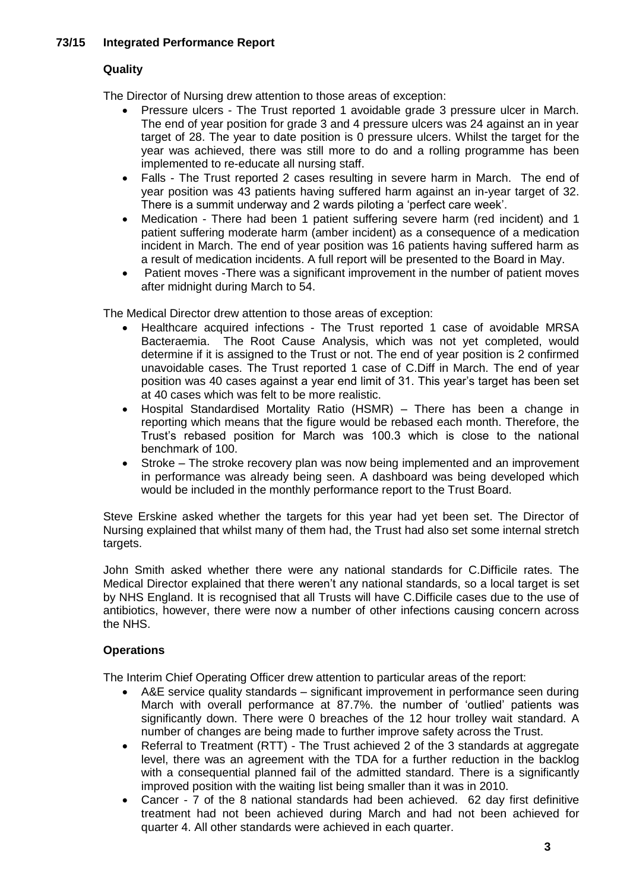## 73/15 Integrated Performance Report

### Quality

The Director of Nursing drew attention to those areas of exception:

- Pressure ulcers - The Trust reported 1 avoidable grade 3 pressure ulcer in March. The end of year position for grade 3 and 4 pressure ulcers was 24 against an in year target of 28. The year to date position is 0 pressure ulcers. Whilst the target for the year was achieved, there was still more to do and a rolling programme has been implemented to re-educate all nursing staff.
- Falls - The Trust reported 2 cases resulting in severe harm in March. The end of year position was 43 patients having suffered harm against an in-year target of 32. There is a summit underway and 2 wards piloting a 'perfect care week'.
- Medication - There had been 1 patient suffering severe harm (red incident) and 1 patient suffering moderate harm (amber incident) as a consequence of a medication incident in March. The end of year position was 16 patients having suffered harm as a result of medication incidents. A full report will be presented to the Board in May.
- Patient moves -There was a significant improvement in the number of patient moves after midnight during March to 54.

The Medical Director drew attention to those areas of exception:

- Healthcare acquired infections - The Trust reported 1 case of avoidable MRSA Bacteraemia. The Root Cause Analysis, which was not yet completed, would determine if it is assigned to the Trust or not. The end of year position is 2 confirmed unavoidable cases. The Trust reported 1 case of C.Diff in March. The end of year position was 40 cases against a year end limit of 31. This year's target has been set at 40 cases which was felt to be more realistic.
- Hospital Standardised Mortality Ratio (HSMR) – There has been a change in reporting which means that the figure would be rebased each month. Therefore, the Trust's rebased position for March was 100.3 which is close to the national benchmark of 100.
- Stroke – The stroke recovery plan was now being implemented and an improvement in performance was already being seen. A dashboard was being developed which would be included in the monthly performance report to the Trust Board.

Steve Erskine asked whether the targets for this year had yet been set. The Director of Nursing explained that whilst many of them had, the Trust had also set some internal stretch targets.

John Smith asked whether there were any national standards for C.Difficile rates. The Medical Director explained that there weren't any national standards, so a local target is set by NHS England. It is recognised that all Trusts will have C.Difficile cases due to the use of antibiotics, however, there were now a number of other infections causing concern across the NHS.

### Operations

The Interim Chief Operating Officer drew attention to particular areas of the report:

- A&E service quality standards – significant improvement in performance seen during March with overall performance at 87.7%. the number of 'outlied' patients was significantly down. There were 0 breaches of the 12 hour trolley wait standard. A number of changes are being made to further improve safety across the Trust.
- Referral to Treatment (RTT) - The Trust achieved 2 of the 3 standards at aggregate level, there was an agreement with the TDA for a further reduction in the backlog with a consequential planned fail of the admitted standard. There is a significantly improved position with the waiting list being smaller than it was in 2010.
- Cancer - 7 of the 8 national standards had been achieved. 62 day first definitive treatment had not been achieved during March and had not been achieved for quarter 4. All other standards were achieved in each quarter.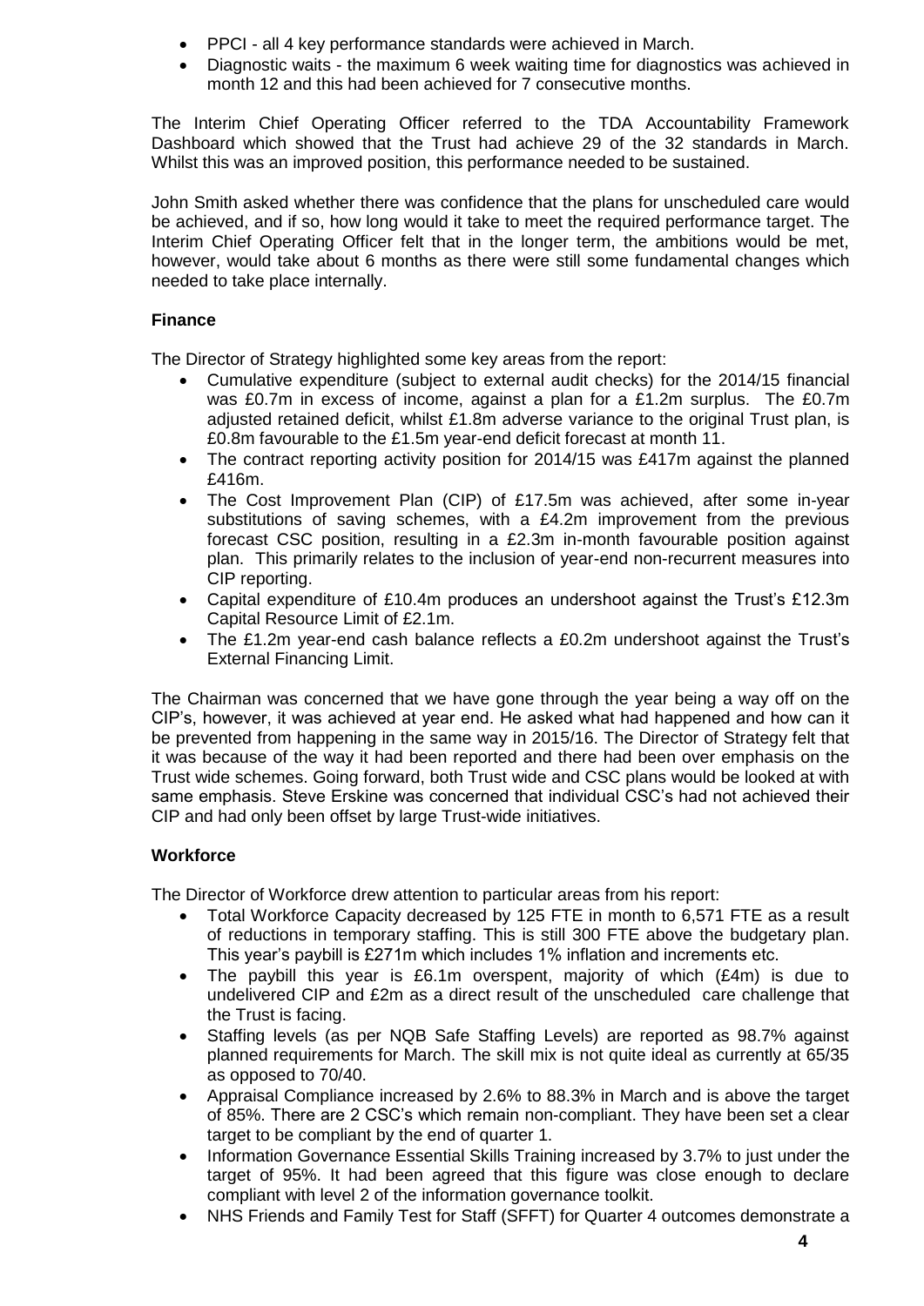- PPCI - all 4 key performance standards were achieved in March.
- Diagnostic waits - the maximum 6 week waiting time for diagnostics was achieved in month 12 and this had been achieved for 7 consecutive months.

The Interim Chief Operating Officer referred to the TDA Accountability Framework Dashboard which showed that the Trust had achieve 29 of the 32 standards in March. Whilst this was an improved position, this performance needed to be sustained.

John Smith asked whether there was confidence that the plans for unscheduled care would be achieved, and if so, how long would it take to meet the required performance target. The Interim Chief Operating Officer felt that in the longer term, the ambitions would be met, however, would take about 6 months as there were still some fundamental changes which needed to take place internally.

**Finance**

The Director of Strategy highlighted some key areas from the report:

- Cumulative expenditure (subject to external audit checks) for the 2014/15 financial was £0.7m in excess of income, against a plan for a £1.2m surplus. The £0.7m adjusted retained deficit, whilst £1.8m adverse variance to the original Trust plan, is £0.8m favourable to the £1.5m year-end deficit forecast at month 11.
- The contract reporting activity position for 2014/15 was £417m against the planned £416m.
- The Cost Improvement Plan (CIP) of £17.5m was achieved, after some in-year substitutions of saving schemes, with a £4.2m improvement from the previous forecast CSC position, resulting in a £2.3m in-month favourable position against plan. This primarily relates to the inclusion of year-end non-recurrent measures into CIP reporting.
- Capital expenditure of £10.4m produces an undershoot against the Trust's £12.3m Capital Resource Limit of £2.1m.
- The £1.2m year-end cash balance reflects a £0.2m undershoot against the Trust's External Financing Limit.

The Chairman was concerned that we have gone through the year being a way off on the CIP's, however, it was achieved at year end. He asked what had happened and how can it be prevented from happening in the same way in 2015/16. The Director of Strategy felt that it was because of the way it had been reported and there had been over emphasis on the Trust wide schemes. Going forward, both Trust wide and CSC plans would be looked at with same emphasis. Steve Erskine was concerned that individual CSC's had not achieved their CIP and had only been offset by large Trust-wide initiatives.

**Workforce**

The Director of Workforce drew attention to particular areas from his report:

- Total Workforce Capacity decreased by 125 FTE in month to 6,571 FTE as a result of reductions in temporary staffing. This is still 300 FTE above the budgetary plan. This year's paybill is £271m which includes 1% inflation and increments etc.
- The paybill this year is £6.1m overspent, majority of which (£4m) is due to undelivered CIP and £2m as a direct result of the unscheduled care challenge that the Trust is facing.
- Staffing levels (as per NQB Safe Staffing Levels) are reported as 98.7% against planned requirements for March. The skill mix is not quite ideal as currently at 65/35 as opposed to 70/40.
- Appraisal Compliance increased by 2.6% to 88.3% in March and is above the target of 85%. There are 2 CSC's which remain non-compliant. They have been set a clear target to be compliant by the end of quarter 1.
- Information Governance Essential Skills Training increased by 3.7% to just under the target of 95%. It had been agreed that this figure was close enough to declare compliant with level 2 of the information governance toolkit.
- NHS Friends and Family Test for Staff (SFFT) for Quarter 4 outcomes demonstrate a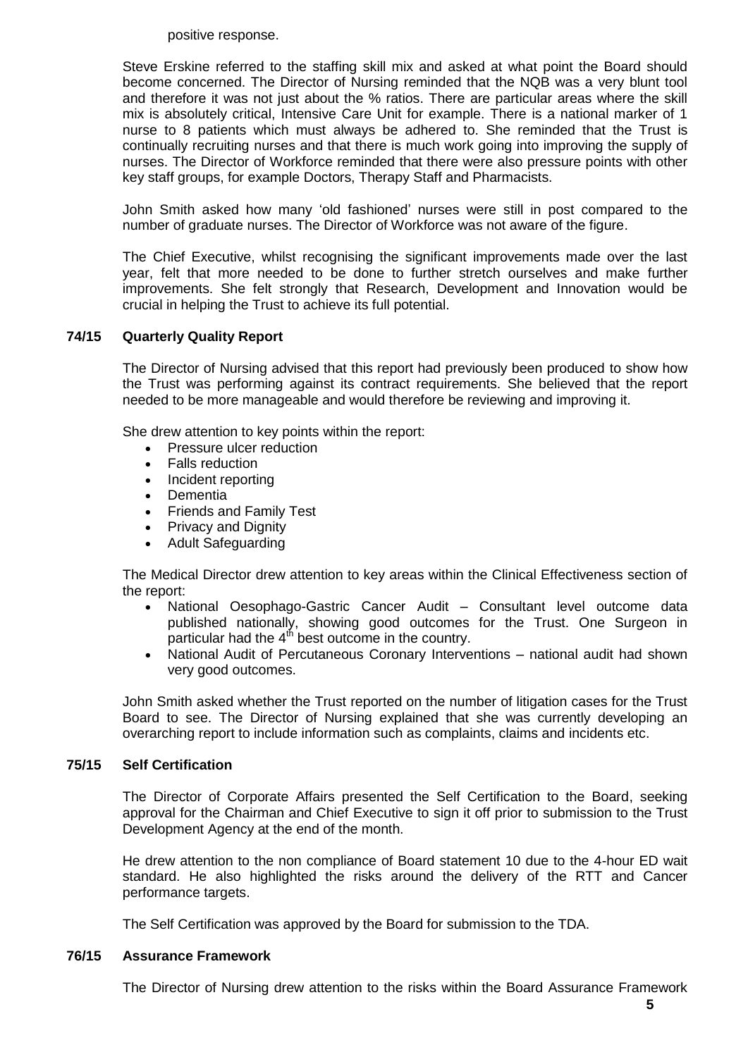positive response.

Steve Erskine referred to the staffing skill mix and asked at what point the Board should become concerned. The Director of Nursing reminded that the NQB was a very blunt tool and therefore it was not just about the % ratios. There are particular areas where the skill mix is absolutely critical, Intensive Care Unit for example. There is a national marker of 1 nurse to 8 patients which must always be adhered to. She reminded that the Trust is continually recruiting nurses and that there is much work going into improving the supply of nurses. The Director of Workforce reminded that there were also pressure points with other key staff groups, for example Doctors, Therapy Staff and Pharmacists.

John Smith asked how many 'old fashioned' nurses were still in post compared to the number of graduate nurses. The Director of Workforce was not aware of the figure.

The Chief Executive, whilst recognising the significant improvements made over the last year, felt that more needed to be done to further stretch ourselves and make further improvements. She felt strongly that Research, Development and Innovation would be crucial in helping the Trust to achieve its full potential.

## 74/15 Quarterly Quality Report

The Director of Nursing advised that this report had previously been produced to show how the Trust was performing against its contract requirements. She believed that the report needed to be more manageable and would therefore be reviewing and improving it.

She drew attention to key points within the report:

- Pressure ulcer reduction
- Falls reduction
- Incident reporting
- Dementia
- Friends and Family Test
- Privacy and Dignity
- Adult Safeguarding

The Medical Director drew attention to key areas within the Clinical Effectiveness section of the report:

- National Oesophago-Gastric Cancer Audit – Consultant level outcome data published nationally, showing good outcomes for the Trust. One Surgeon in particular had the 4th best outcome in the country.
- National Audit of Percutaneous Coronary Interventions – national audit had shown very good outcomes.

John Smith asked whether the Trust reported on the number of litigation cases for the Trust Board to see. The Director of Nursing explained that she was currently developing an overarching report to include information such as complaints, claims and incidents etc.

## 75/15 Self Certification

The Director of Corporate Affairs presented the Self Certification to the Board, seeking approval for the Chairman and Chief Executive to sign it off prior to submission to the Trust Development Agency at the end of the month.

He drew attention to the non compliance of Board statement 10 due to the 4-hour ED wait standard. He also highlighted the risks around the delivery of the RTT and Cancer performance targets.

The Self Certification was approved by the Board for submission to the TDA.

## 76/15 Assurance Framework

The Director of Nursing drew attention to the risks within the Board Assurance Framework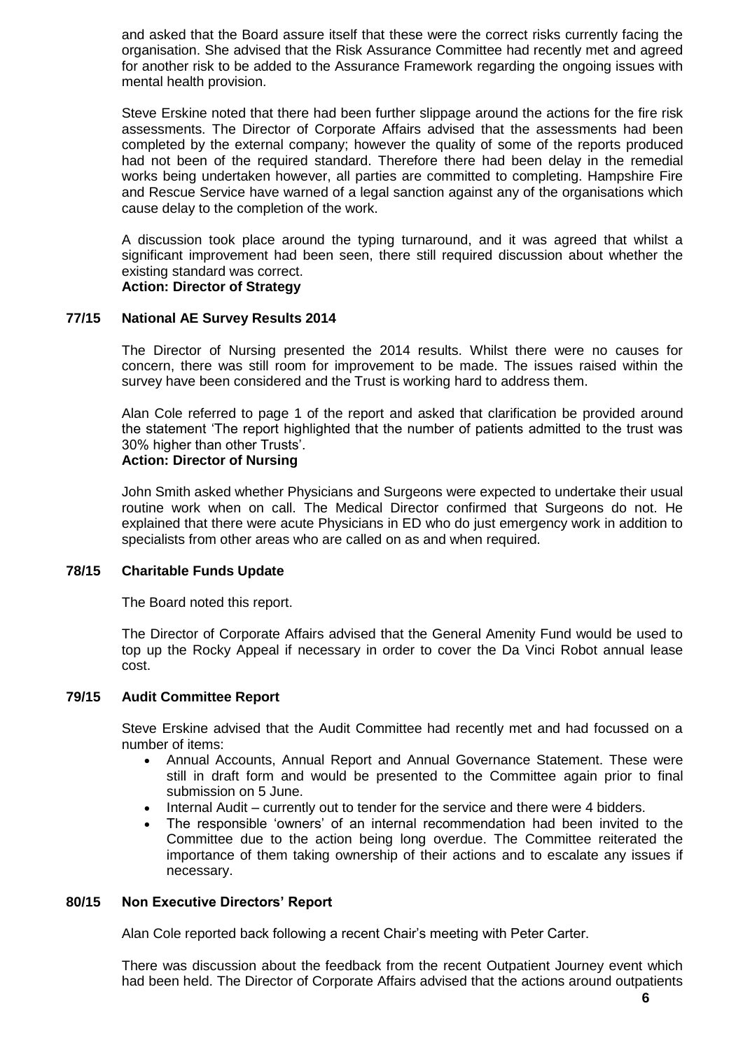and asked that the Board assure itself that these were the correct risks currently facing the organisation. She advised that the Risk Assurance Committee had recently met and agreed for another risk to be added to the Assurance Framework regarding the ongoing issues with mental health provision.

Steve Erskine noted that there had been further slippage around the actions for the fire risk assessments. The Director of Corporate Affairs advised that the assessments had been completed by the external company; however the quality of some of the reports produced had not been of the required standard. Therefore there had been delay in the remedial works being undertaken however, all parties are committed to completing. Hampshire Fire and Rescue Service have warned of a legal sanction against any of the organisations which cause delay to the completion of the work.

A discussion took place around the typing turnaround, and it was agreed that whilst a significant improvement had been seen, there still required discussion about whether the existing standard was correct.
**Action: Director of Strategy**

## 77/15 National AE Survey Results 2014

The Director of Nursing presented the 2014 results. Whilst there were no causes for concern, there was still room for improvement to be made. The issues raised within the survey have been considered and the Trust is working hard to address them.

Alan Cole referred to page 1 of the report and asked that clarification be provided around the statement 'The report highlighted that the number of patients admitted to the trust was 30% higher than other Trusts'.
**Action: Director of Nursing**

John Smith asked whether Physicians and Surgeons were expected to undertake their usual routine work when on call. The Medical Director confirmed that Surgeons do not. He explained that there were acute Physicians in ED who do just emergency work in addition to specialists from other areas who are called on as and when required.

## 78/15 Charitable Funds Update

The Board noted this report.

The Director of Corporate Affairs advised that the General Amenity Fund would be used to top up the Rocky Appeal if necessary in order to cover the Da Vinci Robot annual lease cost.

## 79/15 Audit Committee Report

Steve Erskine advised that the Audit Committee had recently met and had focussed on a number of items:

- Annual Accounts, Annual Report and Annual Governance Statement. These were still in draft form and would be presented to the Committee again prior to final submission on 5 June.
- Internal Audit – currently out to tender for the service and there were 4 bidders.
- The responsible 'owners' of an internal recommendation had been invited to the Committee due to the action being long overdue. The Committee reiterated the importance of them taking ownership of their actions and to escalate any issues if necessary.

## 80/15 Non Executive Directors' Report

Alan Cole reported back following a recent Chair's meeting with Peter Carter.

There was discussion about the feedback from the recent Outpatient Journey event which had been held. The Director of Corporate Affairs advised that the actions around outpatients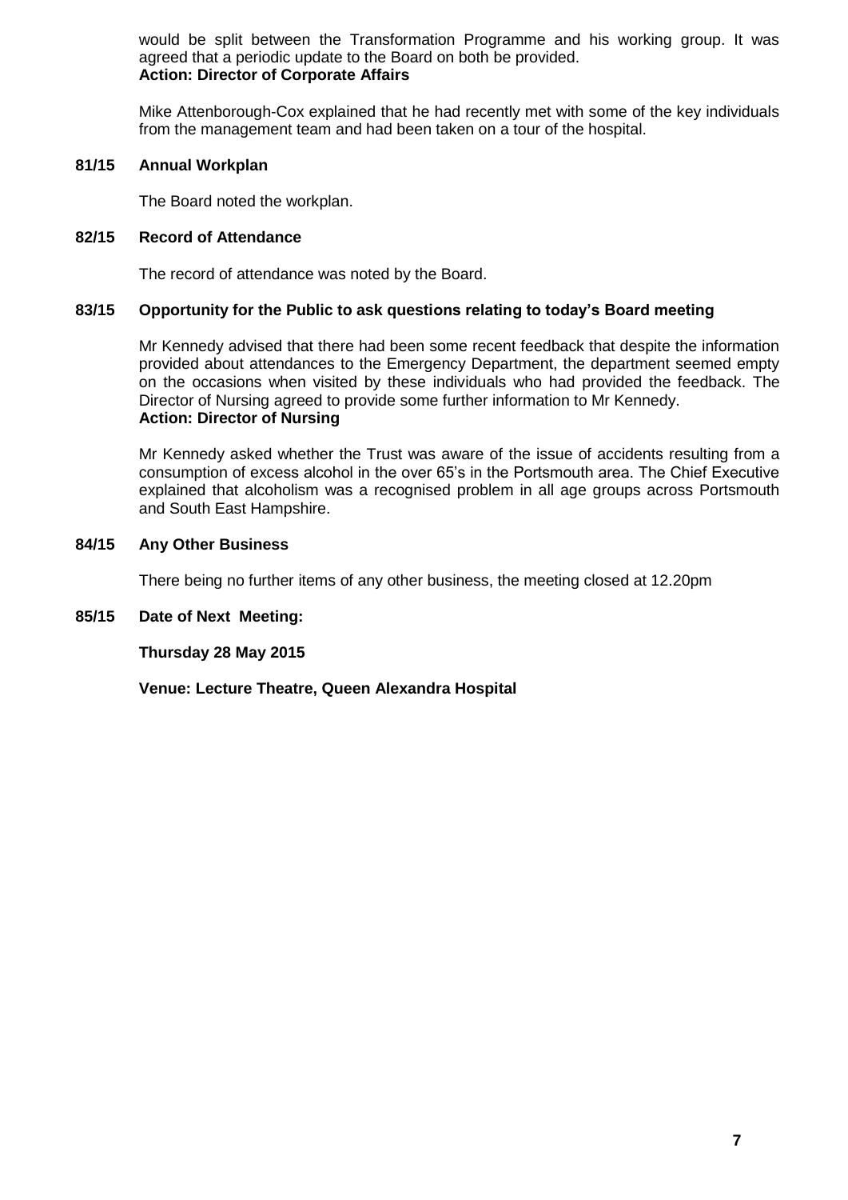would be split between the Transformation Programme and his working group. It was agreed that a periodic update to the Board on both be provided.
**Action: Director of Corporate Affairs**

Mike Attenborough-Cox explained that he had recently met with some of the key individuals from the management team and had been taken on a tour of the hospital.

**81/15 Annual Workplan**

The Board noted the workplan.

**82/15 Record of Attendance**

The record of attendance was noted by the Board.

**83/15 Opportunity for the Public to ask questions relating to today's Board meeting**

Mr Kennedy advised that there had been some recent feedback that despite the information provided about attendances to the Emergency Department, the department seemed empty on the occasions when visited by these individuals who had provided the feedback. The Director of Nursing agreed to provide some further information to Mr Kennedy.
**Action: Director of Nursing**

Mr Kennedy asked whether the Trust was aware of the issue of accidents resulting from a consumption of excess alcohol in the over 65's in the Portsmouth area. The Chief Executive explained that alcoholism was a recognised problem in all age groups across Portsmouth and South East Hampshire.

**84/15 Any Other Business**

There being no further items of any other business, the meeting closed at 12.20pm

**85/15 Date of Next Meeting:**

**Thursday 28 May 2015**

**Venue: Lecture Theatre, Queen Alexandra Hospital**